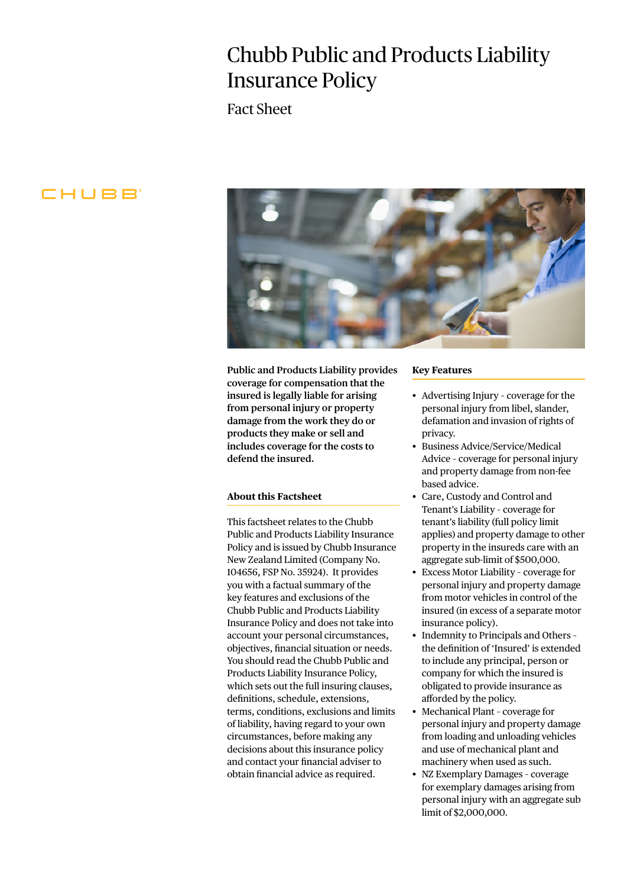# Chubb Public and Products Liability Insurance Policy

## Fact Sheet

**Public and Products Liability provides coverage for compensation that the insured is legally liable for arising from personal injury or property damage from the work they do or products they make or sell and includes coverage for the costs to defend the insured.**

### About this Factsheet

This factsheet relates to the Chubb Public and Products Liability Insurance Policy and is issued by Chubb Insurance New Zealand Limited (Company No. 104656, FSP No. 35924). It provides you with a factual summary of the key features and exclusions of the Chubb Public and Products Liability Insurance Policy and does not take into account your personal circumstances, objectives, financial situation or needs. You should read the Chubb Public and Products Liability Insurance Policy, which sets out the full insuring clauses, definitions, schedule, extensions, terms, conditions, exclusions and limits of liability, having regard to your own circumstances, before making any decisions about this insurance policy and contact your financial adviser to obtain financial advice as required.

### Key Features

- Advertising Injury - coverage for the personal injury from libel, slander, defamation and invasion of rights of privacy.
- Business Advice/Service/Medical Advice - coverage for personal injury and property damage from non-fee based advice.
- Care, Custody and Control and Tenant's Liability - coverage for tenant's liability (full policy limit applies) and property damage to other property in the insureds care with an aggregate sub-limit of $500,000.
- Excess Motor Liability - coverage for personal injury and property damage from motor vehicles in control of the insured (in excess of a separate motor insurance policy).
- Indemnity to Principals and Others - the definition of 'Insured' is extended to include any principal, person or company for which the insured is obligated to provide insurance as afforded by the policy.
- Mechanical Plant - coverage for personal injury and property damage from loading and unloading vehicles and use of mechanical plant and machinery when used as such.
- NZ Exemplary Damages - coverage for exemplary damages arising from personal injury with an aggregate sub limit of $2,000,000.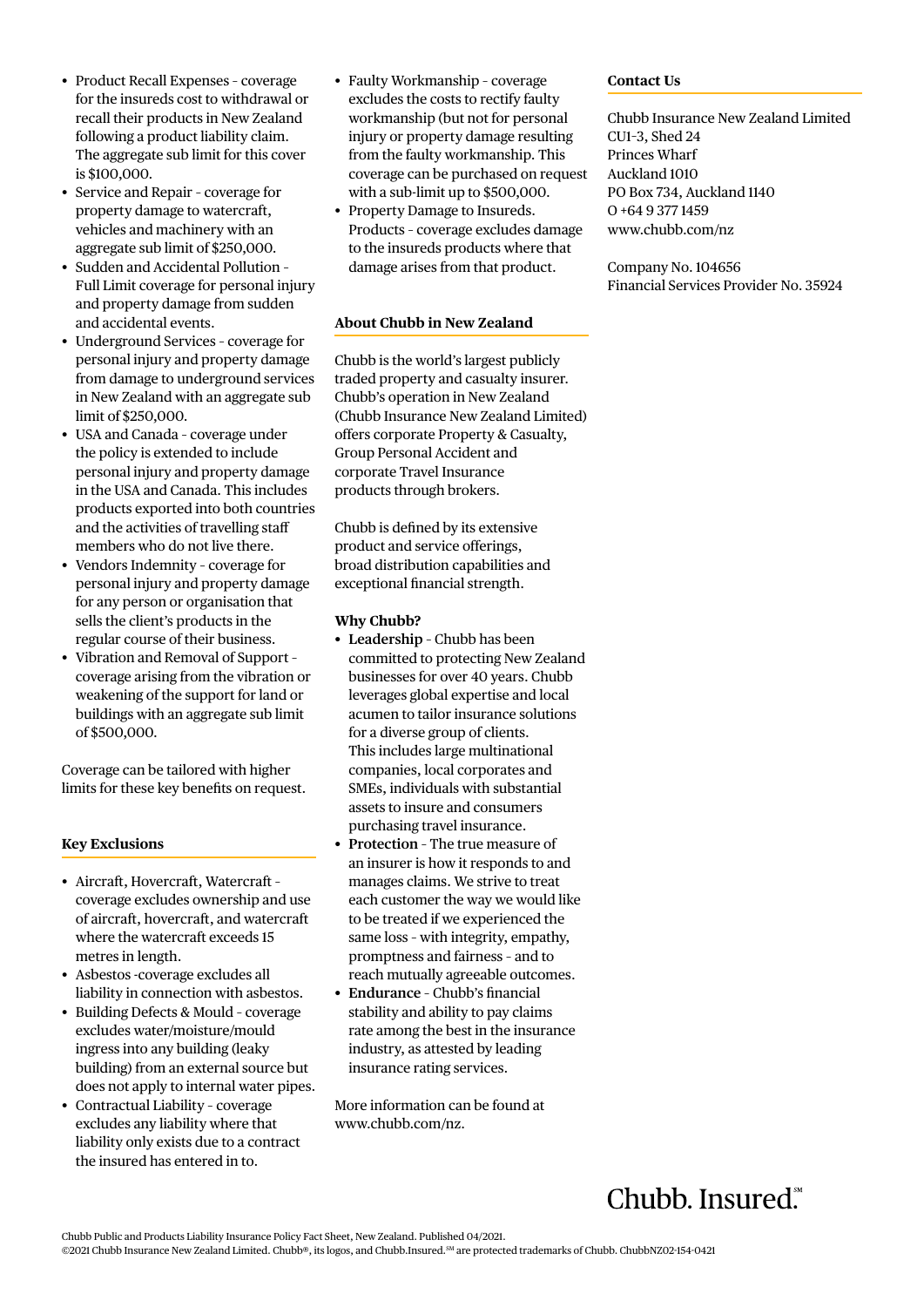- Product Recall Expenses - coverage for the insureds cost to withdrawal or recall their products in New Zealand following a product liability claim. The aggregate sub limit for this cover is $100,000.
- Service and Repair - coverage for property damage to watercraft, vehicles and machinery with an aggregate sub limit of $250,000.
- Sudden and Accidental Pollution - Full Limit coverage for personal injury and property damage from sudden and accidental events.
- Underground Services - coverage for personal injury and property damage from damage to underground services in New Zealand with an aggregate sub limit of $250,000.
- USA and Canada - coverage under the policy is extended to include personal injury and property damage in the USA and Canada. This includes products exported into both countries and the activities of travelling staff members who do not live there.
- Vendors Indemnity - coverage for personal injury and property damage for any person or organisation that sells the client's products in the regular course of their business.
- Vibration and Removal of Support - coverage arising from the vibration or weakening of the support for land or buildings with an aggregate sub limit of $500,000.

Coverage can be tailored with higher limits for these key benefits on request.

### Key Exclusions

- Aircraft, Hovercraft, Watercraft - coverage excludes ownership and use of aircraft, hovercraft, and watercraft where the watercraft exceeds 15 metres in length.
- Asbestos -coverage excludes all liability in connection with asbestos.
- Building Defects & Mould - coverage excludes water/moisture/mould ingress into any building (leaky building) from an external source but does not apply to internal water pipes.
- Contractual Liability - coverage excludes any liability where that liability only exists due to a contract the insured has entered in to.
- Faulty Workmanship - coverage excludes the costs to rectify faulty workmanship (but not for personal injury or property damage resulting from the faulty workmanship. This coverage can be purchased on request with a sub-limit up to $500,000.
- Property Damage to Insureds. Products - coverage excludes damage to the insureds products where that damage arises from that product.

### About Chubb in New Zealand

Chubb is the world's largest publicly traded property and casualty insurer. Chubb's operation in New Zealand (Chubb Insurance New Zealand Limited) offers corporate Property & Casualty, Group Personal Accident and corporate Travel Insurance products through brokers.

Chubb is defined by its extensive product and service offerings, broad distribution capabilities and exceptional financial strength.

**Why Chubb?**

- **Leadership** - Chubb has been committed to protecting New Zealand businesses for over 40 years. Chubb leverages global expertise and local acumen to tailor insurance solutions for a diverse group of clients. This includes large multinational companies, local corporates and SMEs, individuals with substantial assets to insure and consumers purchasing travel insurance.
- **Protection** - The true measure of an insurer is how it responds to and manages claims. We strive to treat each customer the way we would like to be treated if we experienced the same loss - with integrity, empathy, promptness and fairness - and to reach mutually agreeable outcomes.
- **Endurance** - Chubb's financial stability and ability to pay claims rate among the best in the insurance industry, as attested by leading insurance rating services.

More information can be found at www.chubb.com/nz.

### Contact Us

Chubb Insurance New Zealand Limited
CU1-3, Shed 24
Princes Wharf
Auckland 1010
PO Box 734, Auckland 1140
O +64 9 377 1459
www.chubb.com/nz

Company No. 104656
Financial Services Provider No. 35924

Chubb. Insured.℠

Chubb Public and Products Liability Insurance Policy Fact Sheet, New Zealand. Published 04/2021.
©2021 Chubb Insurance New Zealand Limited. Chubb®, its logos, and Chubb.Insured.℠ are protected trademarks of Chubb. ChubbNZ02-154-0421